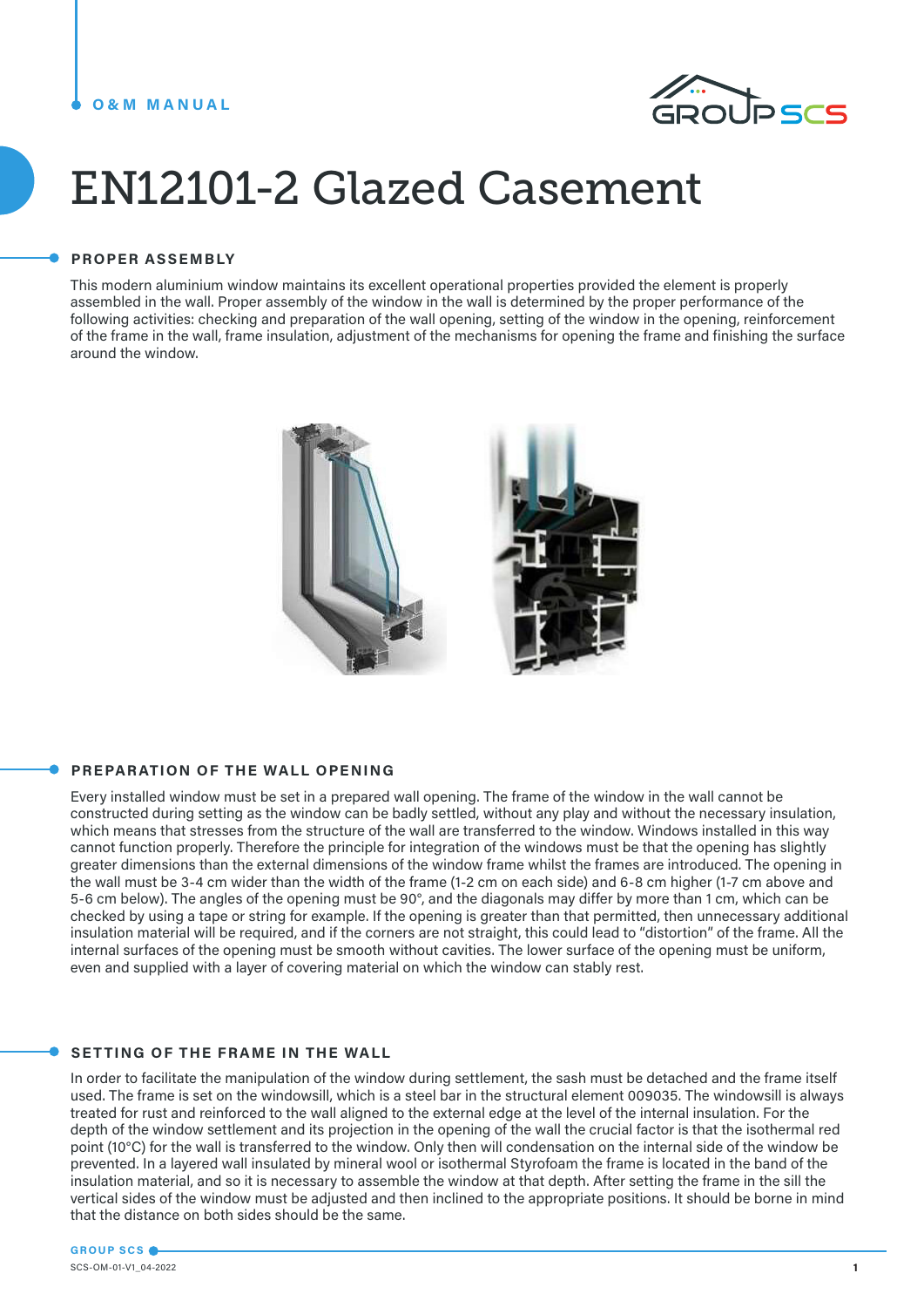# EN12101-2 Glazed Casement

## PROPER ASSEMBLY

This modern aluminium window maintains its excellent operational properties provided the element is properly assembled in the wall. Proper assembly of the window in the wall is determined by the proper performance of the following activities: checking and preparation of the wall opening, setting of the window in the opening, reinforcement of the frame in the wall, frame insulation, adjustment of the mechanisms for opening the frame and finishing the surface around the window.

## PREPARATION OF THE WALL OPENING

Every installed window must be set in a prepared wall opening. The frame of the window in the wall cannot be constructed during setting as the window can be badly settled, without any play and without the necessary insulation, which means that stresses from the structure of the wall are transferred to the window. Windows installed in this way cannot function properly. Therefore the principle for integration of the windows must be that the opening has slightly greater dimensions than the external dimensions of the window frame whilst the frames are introduced. The opening in the wall must be 3-4 cm wider than the width of the frame (1-2 cm on each side) and 6-8 cm higher (1-7 cm above and 5-6 cm below). The angles of the opening must be 90°, and the diagonals may differ by more than 1 cm, which can be checked by using a tape or string for example. If the opening is greater than that permitted, then unnecessary additional insulation material will be required, and if the corners are not straight, this could lead to "distortion" of the frame. All the internal surfaces of the opening must be smooth without cavities. The lower surface of the opening must be uniform, even and supplied with a layer of covering material on which the window can stably rest.

## SETTING OF THE FRAME IN THE WALL

In order to facilitate the manipulation of the window during settlement, the sash must be detached and the frame itself used. The frame is set on the windowsill, which is a steel bar in the structural element 009035. The windowsill is always treated for rust and reinforced to the wall aligned to the external edge at the level of the internal insulation. For the depth of the window settlement and its projection in the opening of the wall the crucial factor is that the isothermal red point (10°C) for the wall is transferred to the window. Only then will condensation on the internal side of the window be prevented. In a layered wall insulated by mineral wool or isothermal Styrofoam the frame is located in the band of the insulation material, and so it is necessary to assemble the window at that depth. After setting the frame in the sill the vertical sides of the window must be adjusted and then inclined to the appropriate positions. It should be borne in mind that the distance on both sides should be the same.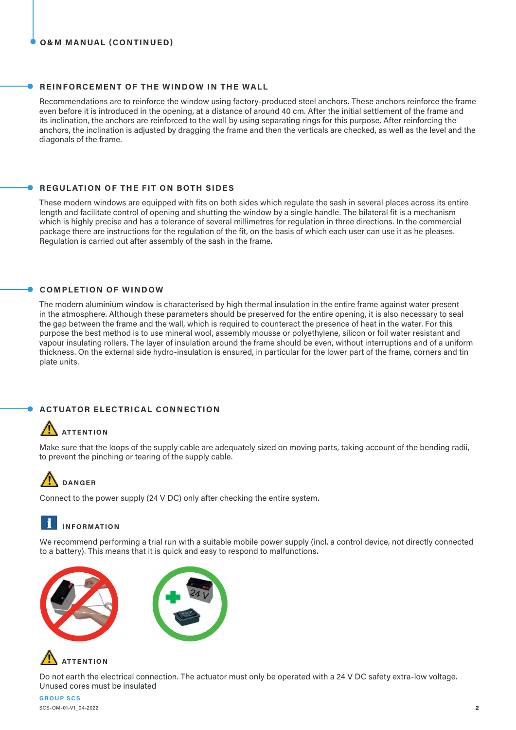## REINFORCEMENT OF THE WINDOW IN THE WALL

Recommendations are to reinforce the window using factory-produced steel anchors. These anchors reinforce the frame even before it is introduced in the opening, at a distance of around 40 cm. After the initial settlement of the frame and its inclination, the anchors are reinforced to the wall by using separating rings for this purpose. After reinforcing the anchors, the inclination is adjusted by dragging the frame and then the verticals are checked, as well as the level and the diagonals of the frame.

## REGULATION OF THE FIT ON BOTH SIDES

These modern windows are equipped with fits on both sides which regulate the sash in several places across its entire length and facilitate control of opening and shutting the window by a single handle. The bilateral fit is a mechanism which is highly precise and has a tolerance of several millimetres for regulation in three directions. In the commercial package there are instructions for the regulation of the fit, on the basis of which each user can use it as he pleases. Regulation is carried out after assembly of the sash in the frame.

## COMPLETION OF WINDOW

The modern aluminium window is characterised by high thermal insulation in the entire frame against water present in the atmosphere. Although these parameters should be preserved for the entire opening, it is also necessary to seal the gap between the frame and the wall, which is required to counteract the presence of heat in the water. For this purpose the best method is to use mineral wool, assembly mousse or polyethylene, silicon or foil water resistant and vapour insulating rollers. The layer of insulation around the frame should be even, without interruptions and of a uniform thickness. On the external side hydro-insulation is ensured, in particular for the lower part of the frame, corners and tin plate units.

## ACTUATOR ELECTRICAL CONNECTION

### ATTENTION

Make sure that the loops of the supply cable are adequately sized on moving parts, taking account of the bending radii, to prevent the pinching or tearing of the supply cable.

### DANGER

Connect to the power supply (24 V DC) only after checking the entire system.

### INFORMATION

We recommend performing a trial run with a suitable mobile power supply (incl. a control device, not directly connected to a battery). This means that it is quick and easy to respond to malfunctions.

### ATTENTION

Do not earth the electrical connection. The actuator must only be operated with a 24 V DC safety extra-low voltage. Unused cores must be insulated

GROUP SCS

SCS-OM-01-V1_04-2022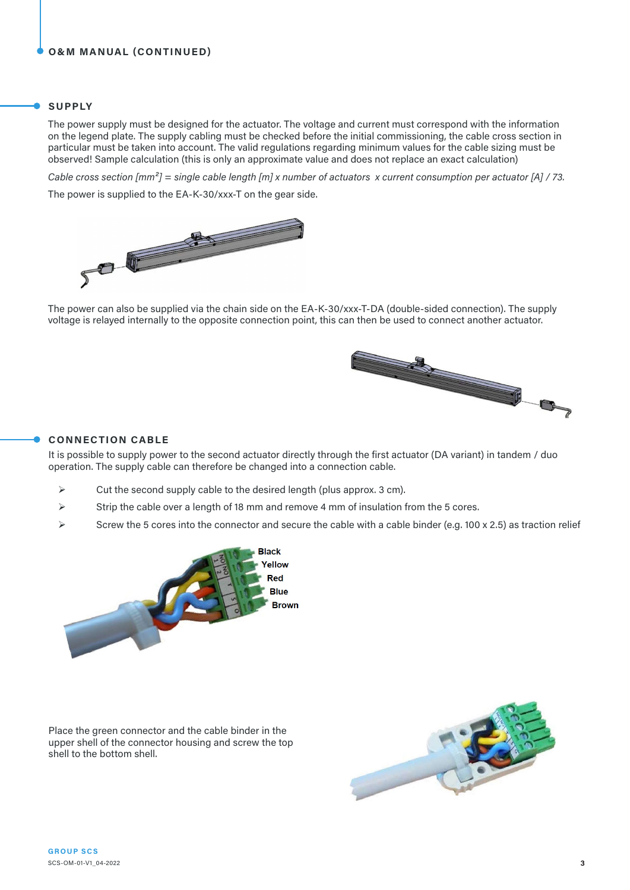## SUPPLY

The power supply must be designed for the actuator. The voltage and current must correspond with the information on the legend plate. The supply cabling must be checked before the initial commissioning, the cable cross section in particular must be taken into account. The valid regulations regarding minimum values for the cable sizing must be observed! Sample calculation (this is only an approximate value and does not replace an exact calculation)

*Cable cross section [mm²] = single cable length [m] x number of actuators x current consumption per actuator [A] / 73.*

The power is supplied to the EA-K-30/xxx-T on the gear side.

The power can also be supplied via the chain side on the EA-K-30/xxx-T-DA (double-sided connection). The supply voltage is relayed internally to the opposite connection point, this can then be used to connect another actuator.

## CONNECTION CABLE

It is possible to supply power to the second actuator directly through the first actuator (DA variant) in tandem / duo operation. The supply cable can therefore be changed into a connection cable.

- Cut the second supply cable to the desired length (plus approx. 3 cm).
- Strip the cable over a length of 18 mm and remove 4 mm of insulation from the 5 cores.
- Screw the 5 cores into the connector and secure the cable with a cable binder (e.g. 100 x 2.5) as traction relief

Black
Yellow
Red
Blue
Brown

Place the green connector and the cable binder in the upper shell of the connector housing and screw the top shell to the bottom shell.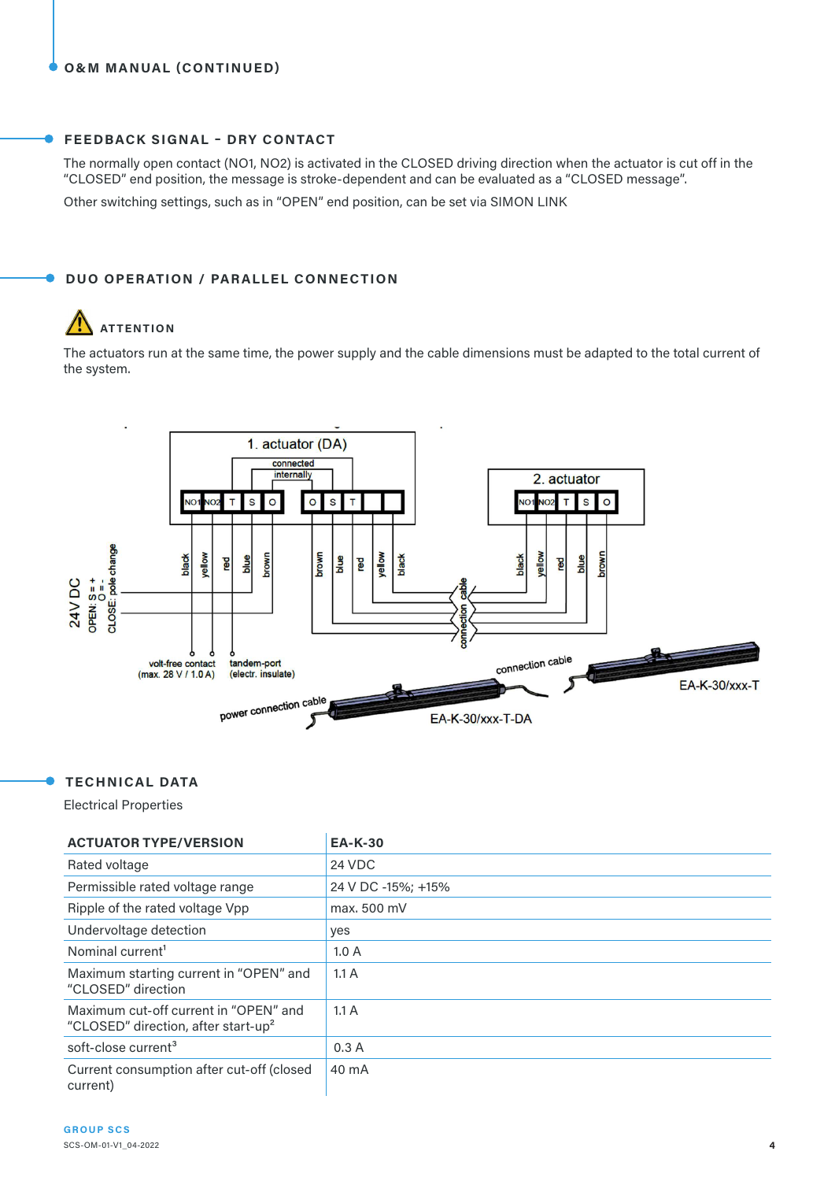## O&M MANUAL (CONTINUED)

### FEEDBACK SIGNAL - DRY CONTACT

The normally open contact (NO1, NO2) is activated in the CLOSED driving direction when the actuator is cut off in the "CLOSED" end position, the message is stroke-dependent and can be evaluated as a "CLOSED message".

Other switching settings, such as in "OPEN" end position, can be set via SIMON LINK

### DUO OPERATION / PARALLEL CONNECTION

**ATTENTION**

The actuators run at the same time, the power supply and the cable dimensions must be adapted to the total current of the system.

1. actuator (DA)
connected internally
NO1 NO2 T S O | O S T
2. actuator
NO1 NO2 T S O
black yellow red blue brown | brown blue red yellow black | black yellow red blue brown
24 V DC
OPEN: S = + / O = -
CLOSE: pole change
connection cable
volt-free contact (max. 28 V / 1.0 A)
tandem-port (electr. insulate)
power connection cable
EA-K-30/xxx-T-DA
connection cable
EA-K-30/xxx-T

### TECHNICAL DATA

Electrical Properties

| ACTUATOR TYPE/VERSION | EA-K-30 |
|---|---|
| Rated voltage | 24 VDC |
| Permissible rated voltage range | 24 V DC -15%; +15% |
| Ripple of the rated voltage Vpp | max. 500 mV |
| Undervoltage detection | yes |
| Nominal current[1] | 1.0 A |
| Maximum starting current in "OPEN" and "CLOSED" direction | 1.1 A |
| Maximum cut-off current in "OPEN" and "CLOSED" direction, after start-up[2] | 1.1 A |
| soft-close current[3] | 0.3 A |
| Current consumption after cut-off (closed current) | 40 mA |

GROUP SCS
SCS-OM-01-V1_04-2022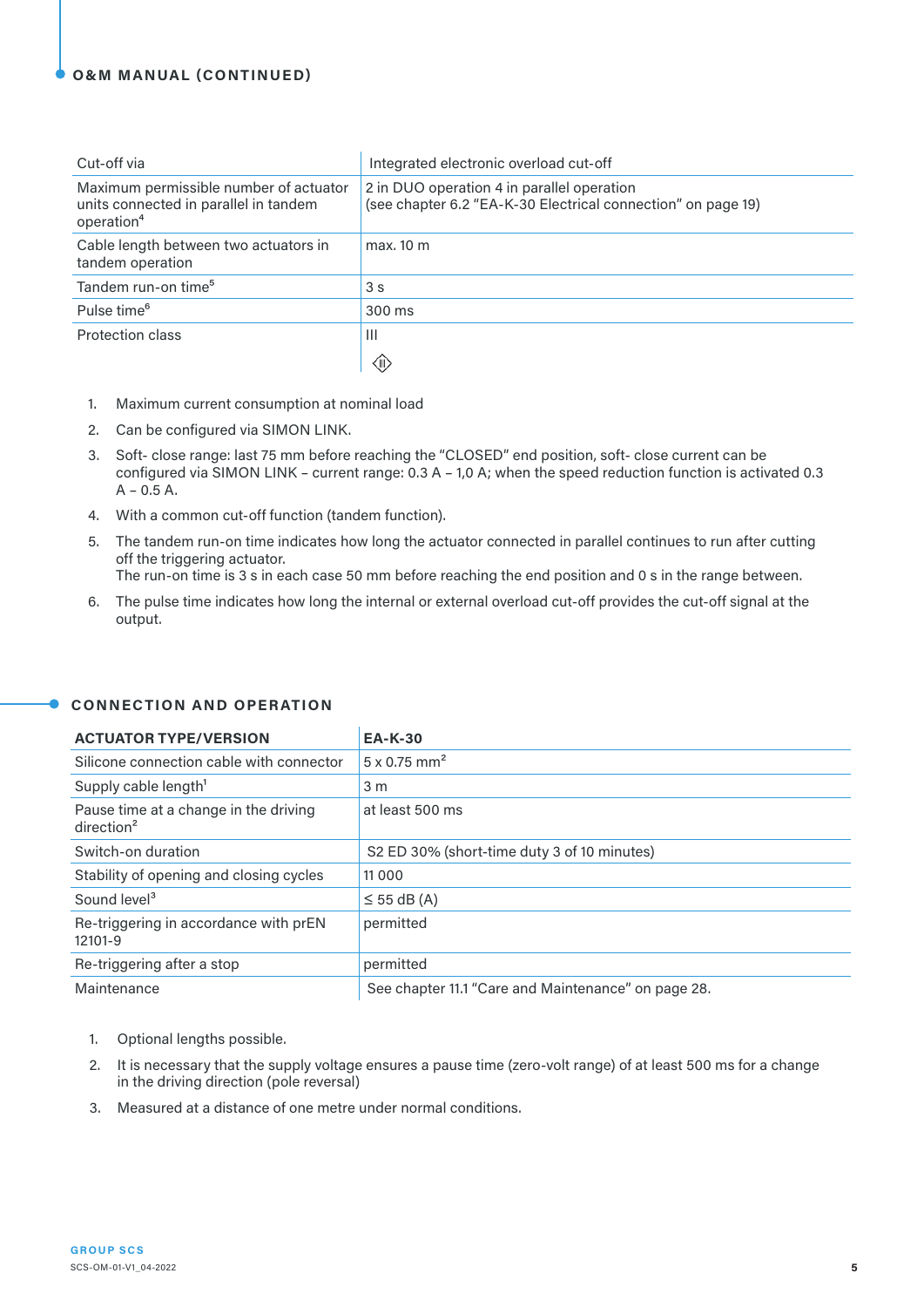## O&M MANUAL (CONTINUED)

| | |
|---|---|
| Cut-off via | Integrated electronic overload cut-off |
| Maximum permissible number of actuator units connected in parallel in tandem operation[4] | 2 in DUO operation 4 in parallel operation (see chapter 6.2 "EA-K-30 Electrical connection" on page 19) |
| Cable length between two actuators in tandem operation | max. 10 m |
| Tandem run-on time[5] | 3 s |
| Pulse time[6] | 300 ms |
| Protection class | III |

1. Maximum current consumption at nominal load
2. Can be configured via SIMON LINK.
3. Soft- close range: last 75 mm before reaching the "CLOSED" end position, soft- close current can be configured via SIMON LINK – current range: 0.3 A – 1,0 A; when the speed reduction function is activated 0.3 A – 0.5 A.
4. With a common cut-off function (tandem function).
5. The tandem run-on time indicates how long the actuator connected in parallel continues to run after cutting off the triggering actuator.
   The run-on time is 3 s in each case 50 mm before reaching the end position and 0 s in the range between.
6. The pulse time indicates how long the internal or external overload cut-off provides the cut-off signal at the output.

## CONNECTION AND OPERATION

| ACTUATOR TYPE/VERSION | EA-K-30 |
|---|---|
| Silicone connection cable with connector | 5 x 0.75 mm² |
| Supply cable length[1] | 3 m |
| Pause time at a change in the driving direction[2] | at least 500 ms |
| Switch-on duration | S2 ED 30% (short-time duty 3 of 10 minutes) |
| Stability of opening and closing cycles | 11 000 |
| Sound level[3] | ≤ 55 dB (A) |
| Re-triggering in accordance with prEN 12101-9 | permitted |
| Re-triggering after a stop | permitted |
| Maintenance | See chapter 11.1 "Care and Maintenance" on page 28. |

1. Optional lengths possible.
2. It is necessary that the supply voltage ensures a pause time (zero-volt range) of at least 500 ms for a change in the driving direction (pole reversal)
3. Measured at a distance of one metre under normal conditions.

GROUP SCS
SCS-OM-01-V1_04-2022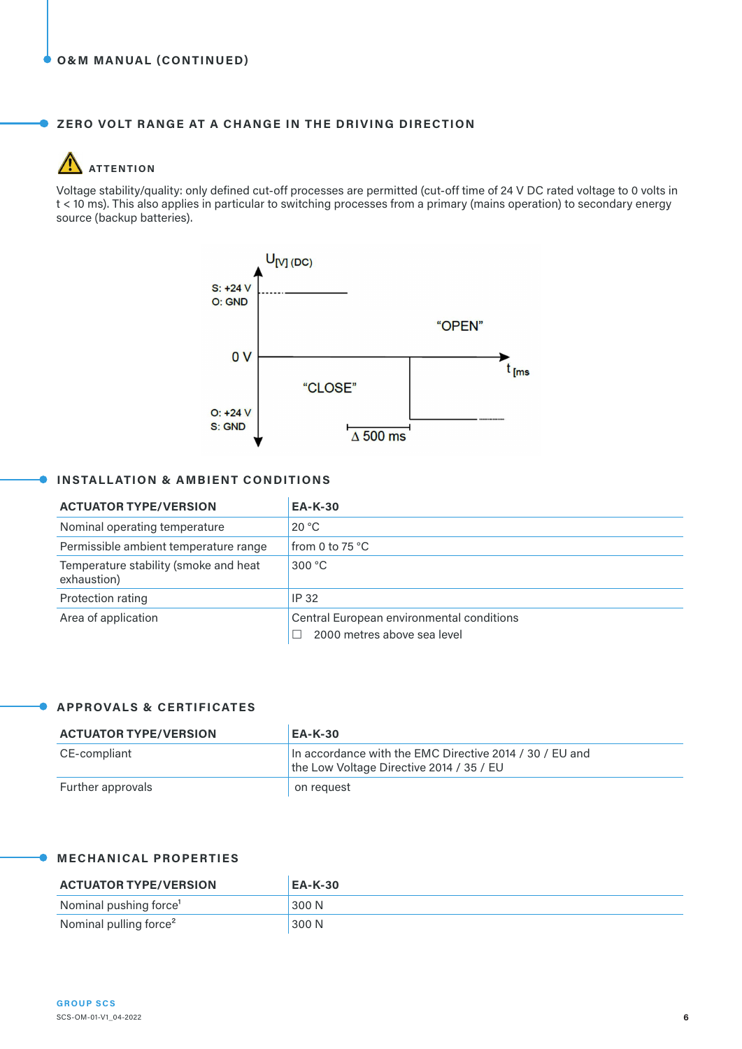## ZERO VOLT RANGE AT A CHANGE IN THE DRIVING DIRECTION

⚠ **ATTENTION**

Voltage stability/quality: only defined cut-off processes are permitted (cut-off time of 24 V DC rated voltage to 0 volts in t < 10 ms). This also applies in particular to switching processes from a primary (mains operation) to secondary energy source (backup batteries).

$U_{[V]}$ (DC)

S: +24 V
O: GND

"OPEN"

0 V

$t_{[ms]}$

"CLOSE"

O: +24 V
S: GND

Δ 500 ms

## INSTALLATION & AMBIENT CONDITIONS

| ACTUATOR TYPE/VERSION | EA-K-30 |
|---|---|
| Nominal operating temperature | 20 °C |
| Permissible ambient temperature range | from 0 to 75 °C |
| Temperature stability (smoke and heat exhaustion) | 300 °C |
| Protection rating | IP 32 |
| Area of application | Central European environmental conditions<br>☐ 2000 metres above sea level |

## APPROVALS & CERTIFICATES

| ACTUATOR TYPE/VERSION | EA-K-30 |
|---|---|
| CE-compliant | In accordance with the EMC Directive 2014 / 30 / EU and the Low Voltage Directive 2014 / 35 / EU |
| Further approvals | on request |

## MECHANICAL PROPERTIES

| ACTUATOR TYPE/VERSION | EA-K-30 |
|---|---|
| Nominal pushing force[1] | 300 N |
| Nominal pulling force[2] | 300 N |

GROUP SCS
SCS-OM-01-V1_04-2022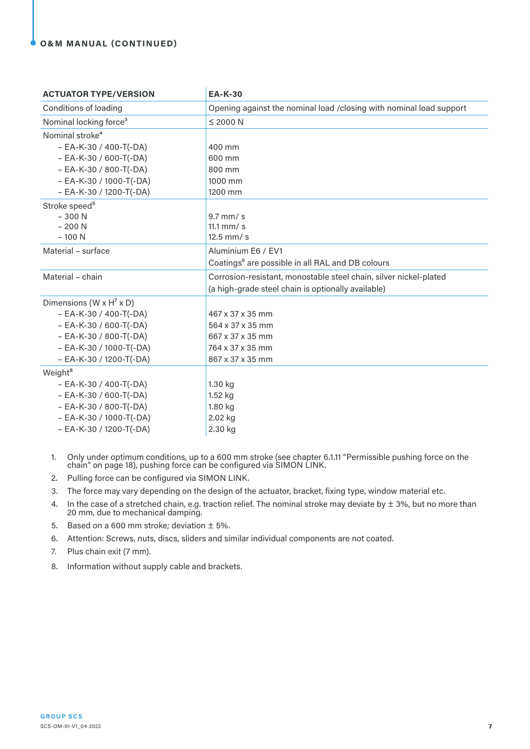| ACTUATOR TYPE/VERSION | EA-K-30 |
|---|---|
| Conditions of loading | Opening against the nominal load /closing with nominal load support |
| Nominal locking force[3] | ≤ 2000 N |
| Nominal stroke[4] | |
| – EA-K-30 / 400-T(-DA) | 400 mm |
| – EA-K-30 / 600-T(-DA) | 600 mm |
| – EA-K-30 / 800-T(-DA) | 800 mm |
| – EA-K-30 / 1000-T(-DA) | 1000 mm |
| – EA-K-30 / 1200-T(-DA) | 1200 mm |
| Stroke speed[5] | |
| – 300 N | 9.7 mm/ s |
| – 200 N | 11.1 mm/ s |
| – 100 N | 12.5 mm/ s |
| Material – surface | Aluminium E6 / EV1<br>Coatings[6] are possible in all RAL and DB colours |
| Material – chain | Corrosion-resistant, monostable steel chain, silver nickel-plated<br>(a high-grade steel chain is optionally available) |
| Dimensions (W x H[7] x D) | |
| – EA-K-30 / 400-T(-DA) | 467 x 37 x 35 mm |
| – EA-K-30 / 600-T(-DA) | 564 x 37 x 35 mm |
| – EA-K-30 / 800-T(-DA) | 667 x 37 x 35 mm |
| – EA-K-30 / 1000-T(-DA) | 764 x 37 x 35 mm |
| – EA-K-30 / 1200-T(-DA) | 867 x 37 x 35 mm |
| Weight[8] | |
| – EA-K-30 / 400-T(-DA) | 1.30 kg |
| – EA-K-30 / 600-T(-DA) | 1.52 kg |
| – EA-K-30 / 800-T(-DA) | 1.80 kg |
| – EA-K-30 / 1000-T(-DA) | 2.02 kg |
| – EA-K-30 / 1200-T(-DA) | 2.30 kg |

1. Only under optimum conditions, up to a 600 mm stroke (see chapter 6.1.11 "Permissible pushing force on the chain" on page 18), pushing force can be configured via SIMON LINK.
2. Pulling force can be configured via SIMON LINK.
3. The force may vary depending on the design of the actuator, bracket, fixing type, window material etc.
4. In the case of a stretched chain, e.g. traction relief. The nominal stroke may deviate by ± 3%, but no more than 20 mm, due to mechanical damping.
5. Based on a 600 mm stroke; deviation ± 5%.
6. Attention: Screws, nuts, discs, sliders and similar individual components are not coated.
7. Plus chain exit (7 mm).
8. Information without supply cable and brackets.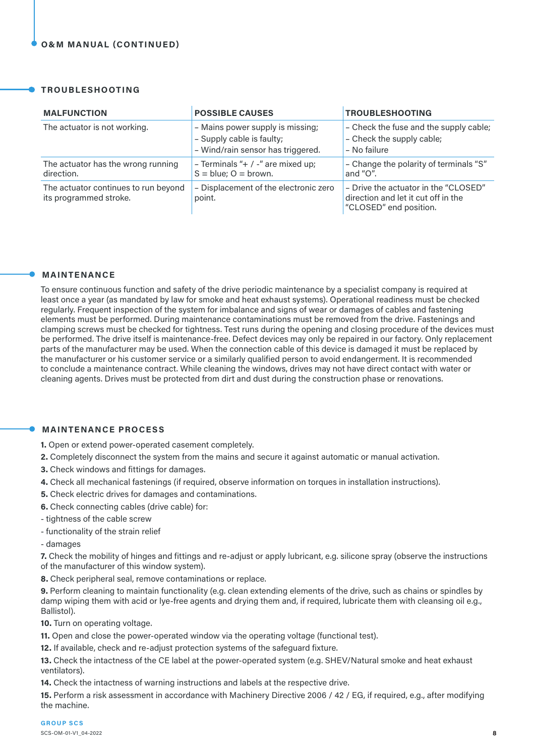## TROUBLESHOOTING

| MALFUNCTION | POSSIBLE CAUSES | TROUBLESHOOTING |
|---|---|---|
| The actuator is not working. | – Mains power supply is missing;<br>– Supply cable is faulty;<br>– Wind/rain sensor has triggered. | – Check the fuse and the supply cable;<br>– Check the supply cable;<br>– No failure |
| The actuator has the wrong running direction. | – Terminals "+ / -" are mixed up;<br>S = blue; O = brown. | – Change the polarity of terminals "S" and "O". |
| The actuator continues to run beyond its programmed stroke. | – Displacement of the electronic zero point. | – Drive the actuator in the "CLOSED" direction and let it cut off in the "CLOSED" end position. |

## MAINTENANCE

To ensure continuous function and safety of the drive periodic maintenance by a specialist company is required at least once a year (as mandated by law for smoke and heat exhaust systems). Operational readiness must be checked regularly. Frequent inspection of the system for imbalance and signs of wear or damages of cables and fastening elements must be performed. During maintenance contaminations must be removed from the drive. Fastenings and clamping screws must be checked for tightness. Test runs during the opening and closing procedure of the devices must be performed. The drive itself is maintenance-free. Defect devices may only be repaired in our factory. Only replacement parts of the manufacturer may be used. When the connection cable of this device is damaged it must be replaced by the manufacturer or his customer service or a similarly qualified person to avoid endangerment. It is recommended to conclude a maintenance contract. While cleaning the windows, drives may not have direct contact with water or cleaning agents. Drives must be protected from dirt and dust during the construction phase or renovations.

## MAINTENANCE PROCESS

**1.** Open or extend power-operated casement completely.

**2.** Completely disconnect the system from the mains and secure it against automatic or manual activation.

**3.** Check windows and fittings for damages.

**4.** Check all mechanical fastenings (if required, observe information on torques in installation instructions).

**5.** Check electric drives for damages and contaminations.

**6.** Check connecting cables (drive cable) for:

- tightness of the cable screw
- functionality of the strain relief
- damages

**7.** Check the mobility of hinges and fittings and re-adjust or apply lubricant, e.g. silicone spray (observe the instructions of the manufacturer of this window system).

**8.** Check peripheral seal, remove contaminations or replace.

**9.** Perform cleaning to maintain functionality (e.g. clean extending elements of the drive, such as chains or spindles by damp wiping them with acid or lye-free agents and drying them and, if required, lubricate them with cleansing oil e.g., Ballistol).

**10.** Turn on operating voltage.

**11.** Open and close the power-operated window via the operating voltage (functional test).

**12.** If available, check and re-adjust protection systems of the safeguard fixture.

**13.** Check the intactness of the CE label at the power-operated system (e.g. SHEV/Natural smoke and heat exhaust ventilators).

**14.** Check the intactness of warning instructions and labels at the respective drive.

**15.** Perform a risk assessment in accordance with Machinery Directive 2006 / 42 / EG, if required, e.g., after modifying the machine.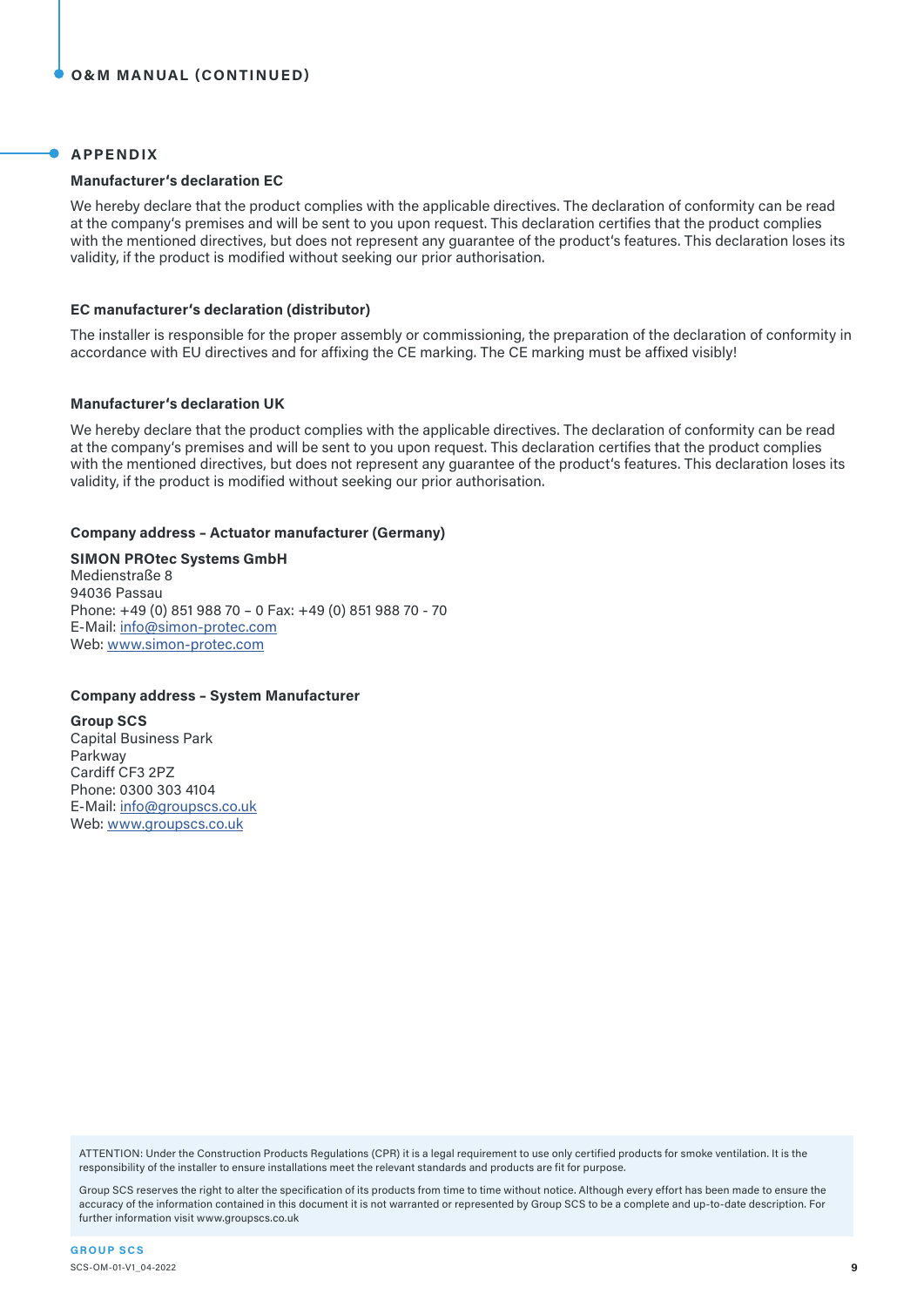## APPENDIX

### Manufacturer's declaration EC

We hereby declare that the product complies with the applicable directives. The declaration of conformity can be read at the company's premises and will be sent to you upon request. This declaration certifies that the product complies with the mentioned directives, but does not represent any guarantee of the product's features. This declaration loses its validity, if the product is modified without seeking our prior authorisation.

### EC manufacturer's declaration (distributor)

The installer is responsible for the proper assembly or commissioning, the preparation of the declaration of conformity in accordance with EU directives and for affixing the CE marking. The CE marking must be affixed visibly!

### Manufacturer's declaration UK

We hereby declare that the product complies with the applicable directives. The declaration of conformity can be read at the company's premises and will be sent to you upon request. This declaration certifies that the product complies with the mentioned directives, but does not represent any guarantee of the product's features. This declaration loses its validity, if the product is modified without seeking our prior authorisation.

### Company address – Actuator manufacturer (Germany)

**SIMON PROtec Systems GmbH**
Medienstraße 8
94036 Passau
Phone: +49 (0) 851 988 70 – 0 Fax: +49 (0) 851 988 70 - 70
E-Mail: info@simon-protec.com
Web: www.simon-protec.com

### Company address – System Manufacturer

**Group SCS**
Capital Business Park
Parkway
Cardiff CF3 2PZ
Phone: 0300 303 4104
E-Mail: info@groupscs.co.uk
Web: www.groupscs.co.uk

ATTENTION: Under the Construction Products Regulations (CPR) it is a legal requirement to use only certified products for smoke ventilation. It is the responsibility of the installer to ensure installations meet the relevant standards and products are fit for purpose.

Group SCS reserves the right to alter the specification of its products from time to time without notice. Although every effort has been made to ensure the accuracy of the information contained in this document it is not warranted or represented by Group SCS to be a complete and up-to-date description. For further information visit www.groupscs.co.uk